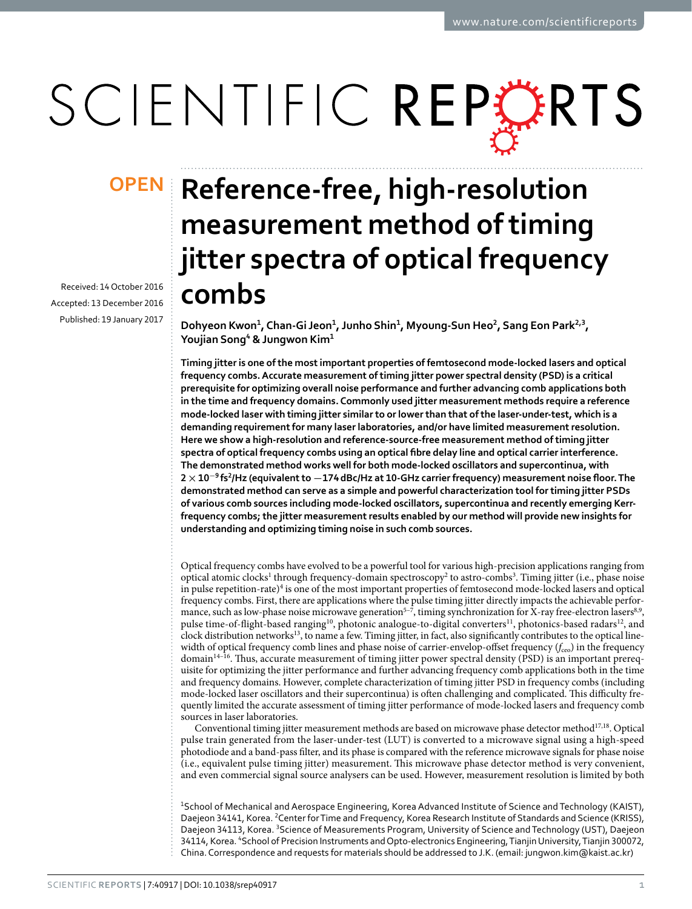# Reference-free, high-resolution measurement method of timing jitter spectra of optical frequency combs

OPEN

Received: 14 October 2016

Accepted: 13 December 2016

Published: 19 January 2017

**Dohyeon Kwon[1], Chan-Gi Jeon[1], Junho Shin[1], Myoung-Sun Heo[2], Sang Eon Park[2,3], Youjian Song[4] & Jungwon Kim[1]**

**Timing jitter is one of the most important properties of femtosecond mode-locked lasers and optical frequency combs. Accurate measurement of timing jitter power spectral density (PSD) is a critical prerequisite for optimizing overall noise performance and further advancing comb applications both in the time and frequency domains. Commonly used jitter measurement methods require a reference mode-locked laser with timing jitter similar to or lower than that of the laser-under-test, which is a demanding requirement for many laser laboratories, and/or have limited measurement resolution. Here we show a high-resolution and reference-source-free measurement method of timing jitter spectra of optical frequency combs using an optical fibre delay line and optical carrier interference. The demonstrated method works well for both mode-locked oscillators and supercontinua, with $2 \times 10^{-9}$ fs$^2$/Hz (equivalent to −174 dBc/Hz at 10-GHz carrier frequency) measurement noise floor. The demonstrated method can serve as a simple and powerful characterization tool for timing jitter PSDs of various comb sources including mode-locked oscillators, supercontinua and recently emerging Kerr-frequency combs; the jitter measurement results enabled by our method will provide new insights for understanding and optimizing timing noise in such comb sources.**

Optical frequency combs have evolved to be a powerful tool for various high-precision applications ranging from optical atomic clocks[1] through frequency-domain spectroscopy[2] to astro-combs[3]. Timing jitter (i.e., phase noise in pulse repetition-rate)[4] is one of the most important properties of femtosecond mode-locked lasers and optical frequency combs. First, there are applications where the pulse timing jitter directly impacts the achievable performance, such as low-phase noise microwave generation[5–7], timing synchronization for X-ray free-electron lasers[8,9], pulse time-of-flight-based ranging[10], photonic analogue-to-digital converters[11], photonics-based radars[12], and clock distribution networks[13], to name a few. Timing jitter, in fact, also significantly contributes to the optical linewidth of optical frequency comb lines and phase noise of carrier-envelop-offset frequency ($f_{ceo}$) in the frequency domain[14–16]. Thus, accurate measurement of timing jitter power spectral density (PSD) is an important prerequisite for optimizing the jitter performance and further advancing frequency comb applications both in the time and frequency domains. However, complete characterization of timing jitter PSD in frequency combs (including mode-locked laser oscillators and their supercontinua) is often challenging and complicated. This difficulty frequently limited the accurate assessment of timing jitter performance of mode-locked lasers and frequency comb sources in laser laboratories.

Conventional timing jitter measurement methods are based on microwave phase detector method[17,18]. Optical pulse train generated from the laser-under-test (LUT) is converted to a microwave signal using a high-speed photodiode and a band-pass filter, and its phase is compared with the reference microwave signals for phase noise (i.e., equivalent pulse timing jitter) measurement. This microwave phase detector method is very convenient, and even commercial signal source analysers can be used. However, measurement resolution is limited by both

[1]School of Mechanical and Aerospace Engineering, Korea Advanced Institute of Science and Technology (KAIST), Daejeon 34141, Korea. [2]Center for Time and Frequency, Korea Research Institute of Standards and Science (KRISS), Daejeon 34113, Korea. [3]Science of Measurements Program, University of Science and Technology (UST), Daejeon 34114, Korea. [4]School of Precision Instruments and Opto-electronics Engineering, Tianjin University, Tianjin 300072, China. Correspondence and requests for materials should be addressed to J.K. (email: jungwon.kim@kaist.ac.kr)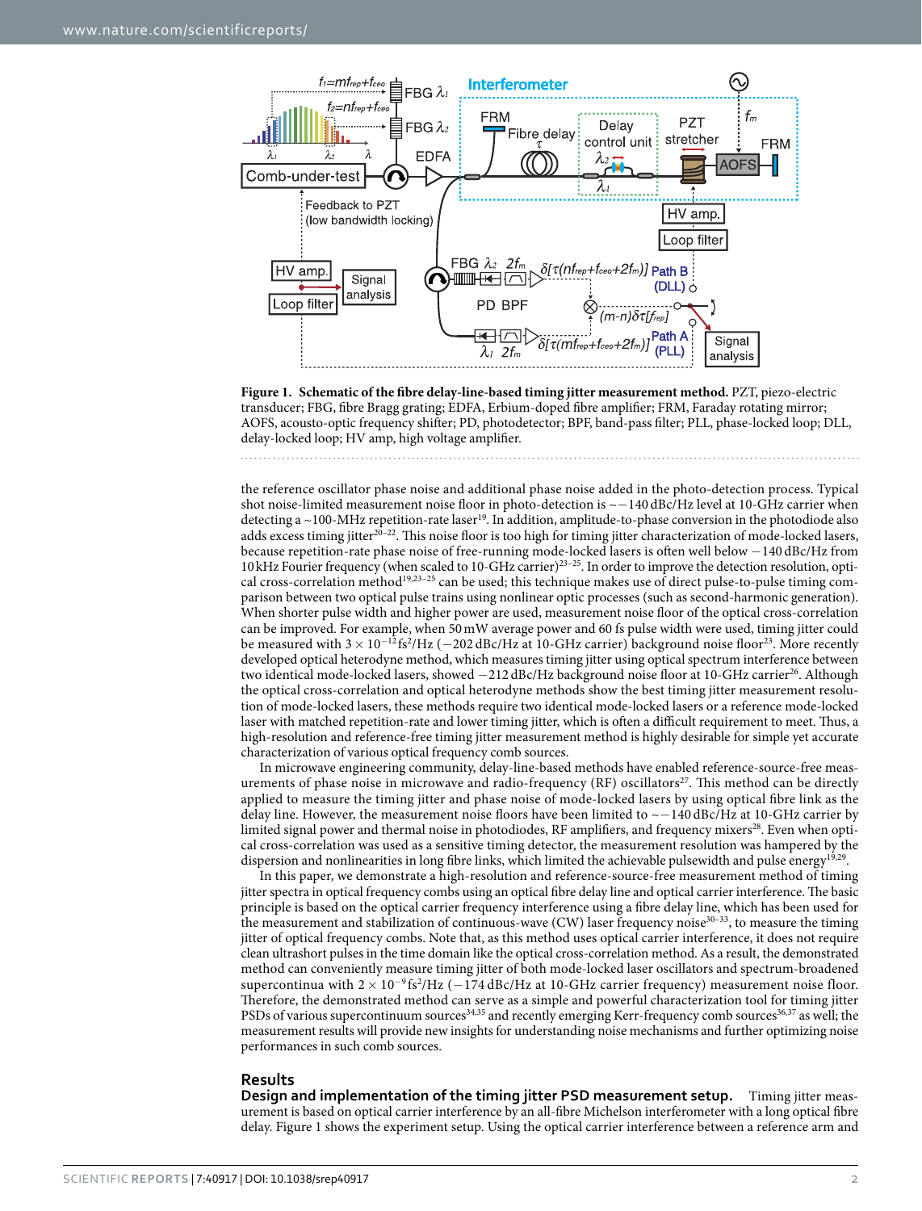**Figure 1. Schematic of the fibre delay-line-based timing jitter measurement method.** PZT, piezo-electric transducer; FBG, fibre Bragg grating; EDFA, Erbium-doped fibre amplifier; FRM, Faraday rotating mirror; AOFS, acousto-optic frequency shifter; PD, photodetector; BPF, band-pass filter; PLL, phase-locked loop; DLL, delay-locked loop; HV amp, high voltage amplifier.

the reference oscillator phase noise and additional phase noise added in the photo-detection process. Typical shot noise-limited measurement noise floor in photo-detection is ~−140 dBc/Hz level at 10-GHz carrier when detecting a ~100-MHz repetition-rate laser[19]. In addition, amplitude-to-phase conversion in the photodiode also adds excess timing jitter[20–22]. This noise floor is too high for timing jitter characterization of mode-locked lasers, because repetition-rate phase noise of free-running mode-locked lasers is often well below −140 dBc/Hz from 10 kHz Fourier frequency (when scaled to 10-GHz carrier)[23–25]. In order to improve the detection resolution, optical cross-correlation method[19,23–25] can be used; this technique makes use of direct pulse-to-pulse timing comparison between two optical pulse trains using nonlinear optic processes (such as second-harmonic generation). When shorter pulse width and higher power are used, measurement noise floor of the optical cross-correlation can be improved. For example, when 50 mW average power and 60 fs pulse width were used, timing jitter could be measured with $3 \times 10^{-12}\,\text{fs}^2/\text{Hz}$ (−202 dBc/Hz at 10-GHz carrier) background noise floor[23]. More recently developed optical heterodyne method, which measures timing jitter using optical spectrum interference between two identical mode-locked lasers, showed −212 dBc/Hz background noise floor at 10-GHz carrier[26]. Although the optical cross-correlation and optical heterodyne methods show the best timing jitter measurement resolution of mode-locked lasers, these methods require two identical mode-locked lasers or a reference mode-locked laser with matched repetition-rate and lower timing jitter, which is often a difficult requirement to meet. Thus, a high-resolution and reference-free timing jitter measurement method is highly desirable for simple yet accurate characterization of various optical frequency comb sources.

In microwave engineering community, delay-line-based methods have enabled reference-source-free measurements of phase noise in microwave and radio-frequency (RF) oscillators[27]. This method can be directly applied to measure the timing jitter and phase noise of mode-locked lasers by using optical fibre link as the delay line. However, the measurement noise floors have been limited to ~−140 dBc/Hz at 10-GHz carrier by limited signal power and thermal noise in photodiodes, RF amplifiers, and frequency mixers[28]. Even when optical cross-correlation was used as a sensitive timing detector, the measurement resolution was hampered by the dispersion and nonlinearities in long fibre links, which limited the achievable pulsewidth and pulse energy[19,29].

In this paper, we demonstrate a high-resolution and reference-source-free measurement method of timing jitter spectra in optical frequency combs using an optical fibre delay line and optical carrier interference. The basic principle is based on the optical carrier frequency interference using a fibre delay line, which has been used for the measurement and stabilization of continuous-wave (CW) laser frequency noise[30–33], to measure the timing jitter of optical frequency combs. Note that, as this method uses optical carrier interference, it does not require clean ultrashort pulses in the time domain like the optical cross-correlation method. As a result, the demonstrated method can conveniently measure timing jitter of both mode-locked laser oscillators and spectrum-broadened supercontinua with $2 \times 10^{-9}\,\text{fs}^2/\text{Hz}$ (−174 dBc/Hz at 10-GHz carrier frequency) measurement noise floor. Therefore, the demonstrated method can serve as a simple and powerful characterization tool for timing jitter PSDs of various supercontinuum sources[34,35] and recently emerging Kerr-frequency comb sources[36,37] as well; the measurement results will provide new insights for understanding noise mechanisms and further optimizing noise performances in such comb sources.

## Results

**Design and implementation of the timing jitter PSD measurement setup.** Timing jitter measurement is based on optical carrier interference by an all-fibre Michelson interferometer with a long optical fibre delay. Figure 1 shows the experiment setup. Using the optical carrier interference between a reference arm and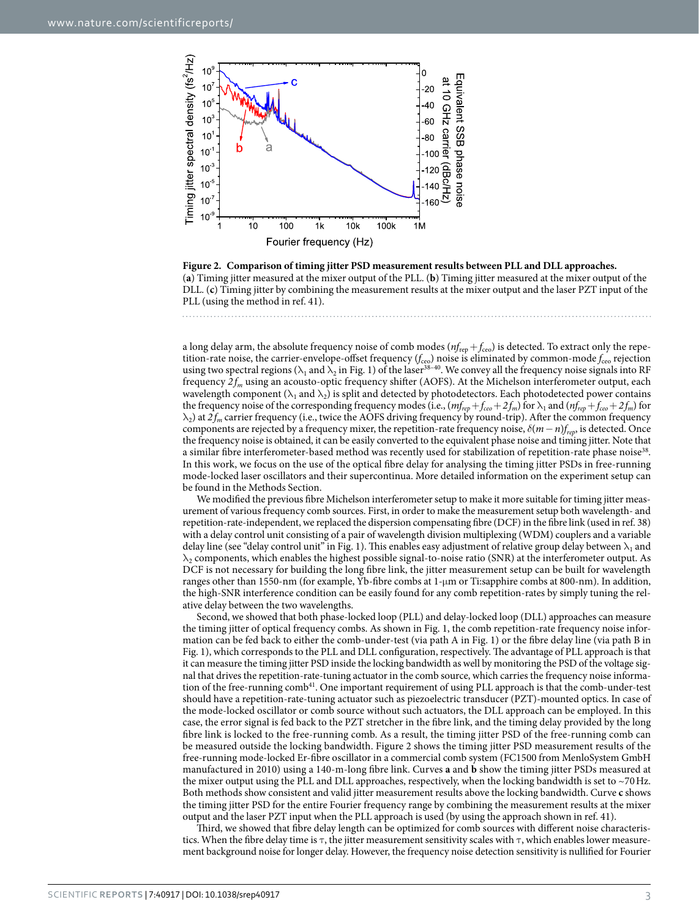**Figure 2. Comparison of timing jitter PSD measurement results between PLL and DLL approaches.** (**a**) Timing jitter measured at the mixer output of the PLL. (**b**) Timing jitter measured at the mixer output of the DLL. (**c**) Timing jitter by combining the measurement results at the mixer output and the laser PZT input of the PLL (using the method in ref. 41).

a long delay arm, the absolute frequency noise of comb modes ($nf_{rep} + f_{ceo}$) is detected. To extract only the repetition-rate noise, the carrier-envelope-offset frequency ($f_{ceo}$) noise is eliminated by common-mode $f_{ceo}$ rejection using two spectral regions ($\lambda_1$ and $\lambda_2$ in Fig. 1) of the laser[38–40]. We convey all the frequency noise signals into RF frequency $2f_m$ using an acousto-optic frequency shifter (AOFS). At the Michelson interferometer output, each wavelength component ($\lambda_1$ and $\lambda_2$) is split and detected by photodetectors. Each photodetected power contains the frequency noise of the corresponding frequency modes (i.e., $(mf_{rep} + f_{ceo} + 2f_m)$ for $\lambda_1$ and $(nf_{rep} + f_{ceo} + 2f_m)$ for $\lambda_2$) at $2f_m$ carrier frequency (i.e., twice the AOFS driving frequency by round-trip). After the common frequency components are rejected by a frequency mixer, the repetition-rate frequency noise, $\delta(m - n)f_{rep}$, is detected. Once the frequency noise is obtained, it can be easily converted to the equivalent phase noise and timing jitter. Note that a similar fibre interferometer-based method was recently used for stabilization of repetition-rate phase noise[38]. In this work, we focus on the use of the optical fibre delay for analysing the timing jitter PSDs in free-running mode-locked laser oscillators and their supercontinua. More detailed information on the experiment setup can be found in the Methods Section.

We modified the previous fibre Michelson interferometer setup to make it more suitable for timing jitter measurement of various frequency comb sources. First, in order to make the measurement setup both wavelength- and repetition-rate-independent, we replaced the dispersion compensating fibre (DCF) in the fibre link (used in ref. 38) with a delay control unit consisting of a pair of wavelength division multiplexing (WDM) couplers and a variable delay line (see "delay control unit" in Fig. 1). This enables easy adjustment of relative group delay between $\lambda_1$ and $\lambda_2$ components, which enables the highest possible signal-to-noise ratio (SNR) at the interferometer output. As DCF is not necessary for building the long fibre link, the jitter measurement setup can be built for wavelength ranges other than 1550-nm (for example, Yb-fibre combs at 1-μm or Ti:sapphire combs at 800-nm). In addition, the high-SNR interference condition can be easily found for any comb repetition-rates by simply tuning the relative delay between the two wavelengths.

Second, we showed that both phase-locked loop (PLL) and delay-locked loop (DLL) approaches can measure the timing jitter of optical frequency combs. As shown in Fig. 1, the comb repetition-rate frequency noise information can be fed back to either the comb-under-test (via path A in Fig. 1) or the fibre delay line (via path B in Fig. 1), which corresponds to the PLL and DLL configuration, respectively. The advantage of PLL approach is that it can measure the timing jitter PSD inside the locking bandwidth as well by monitoring the PSD of the voltage signal that drives the repetition-rate-tuning actuator in the comb source, which carries the frequency noise information of the free-running comb[41]. One important requirement of using PLL approach is that the comb-under-test should have a repetition-rate-tuning actuator such as piezoelectric transducer (PZT)-mounted optics. In case of the mode-locked oscillator or comb source without such actuators, the DLL approach can be employed. In this case, the error signal is fed back to the PZT stretcher in the fibre link, and the timing delay provided by the long fibre link is locked to the free-running comb. As a result, the timing jitter PSD of the free-running comb can be measured outside the locking bandwidth. Figure 2 shows the timing jitter PSD measurement results of the free-running mode-locked Er-fibre oscillator in a commercial comb system (FC1500 from MenloSystem GmbH manufactured in 2010) using a 140-m-long fibre link. Curves **a** and **b** show the timing jitter PSDs measured at the mixer output using the PLL and DLL approaches, respectively, when the locking bandwidth is set to ~70 Hz. Both methods show consistent and valid jitter measurement results above the locking bandwidth. Curve **c** shows the timing jitter PSD for the entire Fourier frequency range by combining the measurement results at the mixer output and the laser PZT input when the PLL approach is used (by using the approach shown in ref. 41).

Third, we showed that fibre delay length can be optimized for comb sources with different noise characteristics. When the fibre delay time is $\tau$, the jitter measurement sensitivity scales with $\tau$, which enables lower measurement background noise for longer delay. However, the frequency noise detection sensitivity is nullified for Fourier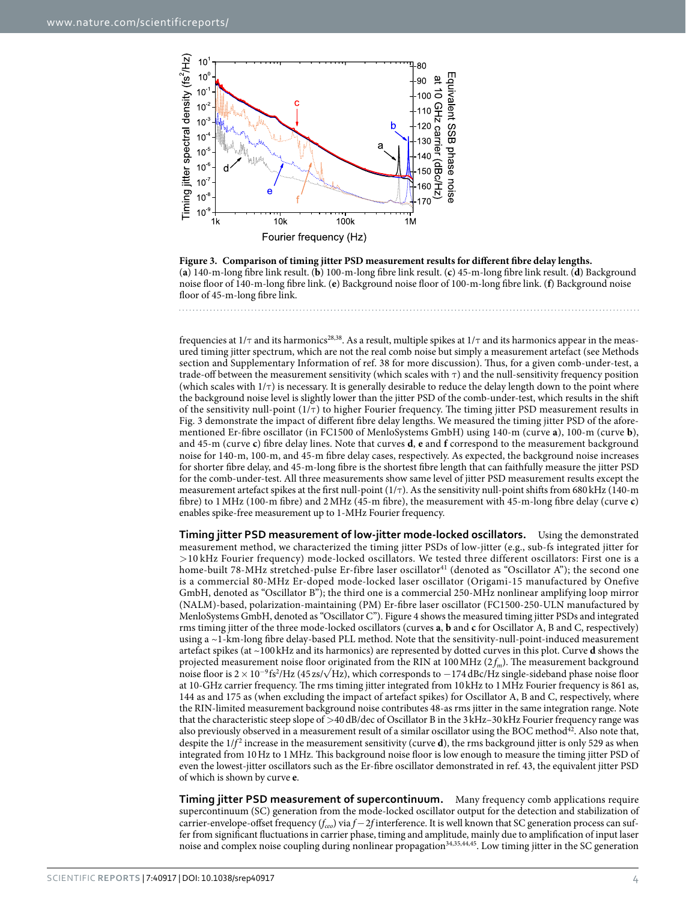**Figure 3. Comparison of timing jitter PSD measurement results for different fibre delay lengths.** (**a**) 140-m-long fibre link result. (**b**) 100-m-long fibre link result. (**c**) 45-m-long fibre link result. (**d**) Background noise floor of 140-m-long fibre link. (**e**) Background noise floor of 100-m-long fibre link. (**f**) Background noise floor of 45-m-long fibre link.

frequencies at $1/\tau$ and its harmonics[28,38]. As a result, multiple spikes at $1/\tau$ and its harmonics appear in the measured timing jitter spectrum, which are not the real comb noise but simply a measurement artefact (see Methods section and Supplementary Information of ref. 38 for more discussion). Thus, for a given comb-under-test, a trade-off between the measurement sensitivity (which scales with $\tau$) and the null-sensitivity frequency position (which scales with $1/\tau$) is necessary. It is generally desirable to reduce the delay length down to the point where the background noise level is slightly lower than the jitter PSD of the comb-under-test, which results in the shift of the sensitivity null-point ($1/\tau$) to higher Fourier frequency. The timing jitter PSD measurement results in Fig. 3 demonstrate the impact of different fibre delay lengths. We measured the timing jitter PSD of the aforementioned Er-fibre oscillator (in FC1500 of MenloSystems GmbH) using 140-m (curve **a**), 100-m (curve **b**), and 45-m (curve **c**) fibre delay lines. Note that curves **d**, **e** and **f** correspond to the measurement background noise for 140-m, 100-m, and 45-m fibre delay cases, respectively. As expected, the background noise increases for shorter fibre delay, and 45-m-long fibre is the shortest fibre length that can faithfully measure the jitter PSD for the comb-under-test. All three measurements show same level of jitter PSD measurement results except the measurement artefact spikes at the first null-point ($1/\tau$). As the sensitivity null-point shifts from 680 kHz (140-m fibre) to 1 MHz (100-m fibre) and 2 MHz (45-m fibre), the measurement with 45-m-long fibre delay (curve **c**) enables spike-free measurement up to 1-MHz Fourier frequency.

**Timing jitter PSD measurement of low-jitter mode-locked oscillators.** Using the demonstrated measurement method, we characterized the timing jitter PSDs of low-jitter (e.g., sub-fs integrated jitter for >10 kHz Fourier frequency) mode-locked oscillators. We tested three different oscillators: First one is a home-built 78-MHz stretched-pulse Er-fibre laser oscillator[41] (denoted as "Oscillator A"); the second one is a commercial 80-MHz Er-doped mode-locked laser oscillator (Origami-15 manufactured by Onefive GmbH, denoted as "Oscillator B"); the third one is a commercial 250-MHz nonlinear amplifying loop mirror (NALM)-based, polarization-maintaining (PM) Er-fibre laser oscillator (FC1500-250-ULN manufactured by MenloSystems GmbH, denoted as "Oscillator C"). Figure 4 shows the measured timing jitter PSDs and integrated rms timing jitter of the three mode-locked oscillators (curves **a**, **b** and **c** for Oscillator A, B and C, respectively) using a ~1-km-long fibre delay-based PLL method. Note that the sensitivity-null-point-induced measurement artefact spikes (at ~100 kHz and its harmonics) are represented by dotted curves in this plot. Curve **d** shows the projected measurement noise floor originated from the RIN at 100 MHz ($2f_m$). The measurement background noise floor is $2 \times 10^{-9}$ fs$^2$/Hz (45 zs/$\sqrt{\text{Hz}}$), which corresponds to −174 dBc/Hz single-sideband phase noise floor at 10-GHz carrier frequency. The rms timing jitter integrated from 10 kHz to 1 MHz Fourier frequency is 861 as, 144 as and 175 as (when excluding the impact of artefact spikes) for Oscillator A, B and C, respectively, where the RIN-limited measurement background noise contributes 48-as rms jitter in the same integration range. Note that the characteristic steep slope of >40 dB/dec of Oscillator B in the 3 kHz–30 kHz Fourier frequency range was also previously observed in a measurement result of a similar oscillator using the BOC method[42]. Also note that, despite the $1/f^2$ increase in the measurement sensitivity (curve **d**), the rms background jitter is only 529 as when integrated from 10 Hz to 1 MHz. This background noise floor is low enough to measure the timing jitter PSD of even the lowest-jitter oscillators such as the Er-fibre oscillator demonstrated in ref. 43, the equivalent jitter PSD of which is shown by curve **e**.

**Timing jitter PSD measurement of supercontinuum.** Many frequency comb applications require supercontinuum (SC) generation from the mode-locked oscillator output for the detection and stabilization of carrier-envelope-offset frequency ($f_{ceo}$) via $f-2f$ interference. It is well known that SC generation process can suffer from significant fluctuations in carrier phase, timing and amplitude, mainly due to amplification of input laser noise and complex noise coupling during nonlinear propagation[34,35,44,45]. Low timing jitter in the SC generation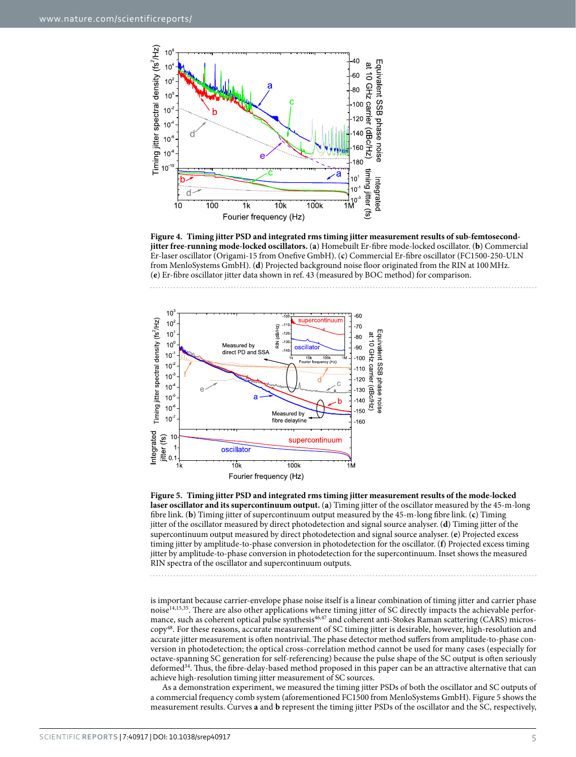**Figure 4. Timing jitter PSD and integrated rms timing jitter measurement results of sub-femtosecond-jitter free-running mode-locked oscillators.** (**a**) Homebuilt Er-fibre mode-locked oscillator. (**b**) Commercial Er-laser oscillator (Origami-15 from Onefive GmbH). (**c**) Commercial Er-fibre oscillator (FC1500-250-ULN from MenloSystems GmbH). (**d**) Projected background noise floor originated from the RIN at 100 MHz. (**e**) Er-fibre oscillator jitter data shown in ref. 43 (measured by BOC method) for comparison.

**Figure 5. Timing jitter PSD and integrated rms timing jitter measurement results of the mode-locked laser oscillator and its supercontinuum output.** (**a**) Timing jitter of the oscillator measured by the 45-m-long fibre link. (**b**) Timing jitter of supercontinuum output measured by the 45-m-long fibre link. (**c**) Timing jitter of the oscillator measured by direct photodetection and signal source analyser. (**d**) Timing jitter of the supercontinuum output measured by direct photodetection and signal source analyser. (**e**) Projected excess timing jitter by amplitude-to-phase conversion in photodetection for the oscillator. (**f**) Projected excess timing jitter by amplitude-to-phase conversion in photodetection for the supercontinuum. Inset shows the measured RIN spectra of the oscillator and supercontinuum outputs.

is important because carrier-envelope phase noise itself is a linear combination of timing jitter and carrier phase noise[14,15,35]. There are also other applications where timing jitter of SC directly impacts the achievable performance, such as coherent optical pulse synthesis[46,47] and coherent anti-Stokes Raman scattering (CARS) microscopy[48]. For these reasons, accurate measurement of SC timing jitter is desirable, however, high-resolution and accurate jitter measurement is often nontrivial. The phase detector method suffers from amplitude-to-phase conversion in photodetection; the optical cross-correlation method cannot be used for many cases (especially for octave-spanning SC generation for self-referencing) because the pulse shape of the SC output is often seriously deformed[34]. Thus, the fibre-delay-based method proposed in this paper can be an attractive alternative that can achieve high-resolution timing jitter measurement of SC sources.

As a demonstration experiment, we measured the timing jitter PSDs of both the oscillator and SC outputs of a commercial frequency comb system (aforementioned FC1500 from MenloSystems GmbH). Figure 5 shows the measurement results. Curves **a** and **b** represent the timing jitter PSDs of the oscillator and the SC, respectively,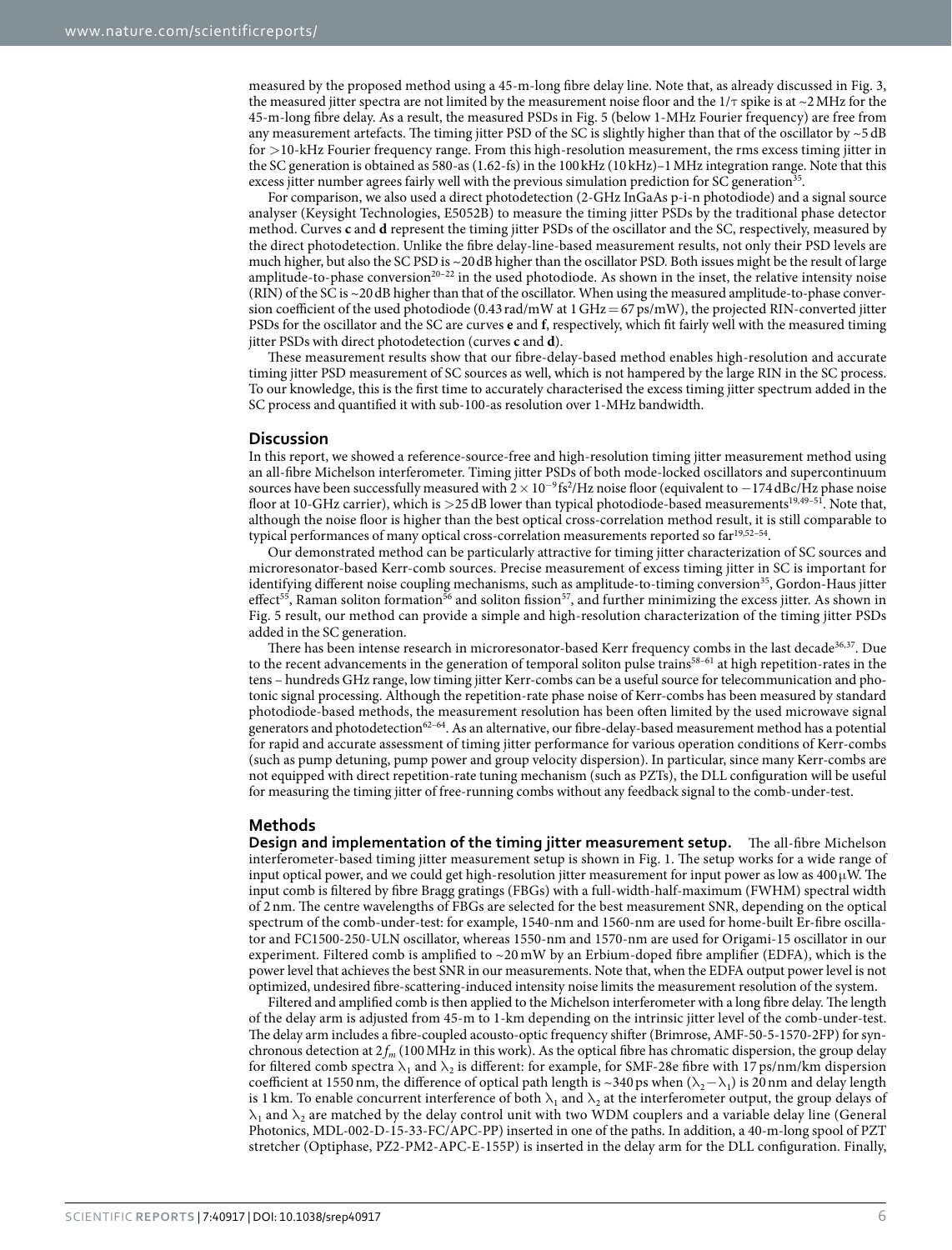measured by the proposed method using a 45-m-long fibre delay line. Note that, as already discussed in Fig. 3, the measured jitter spectra are not limited by the measurement noise floor and the $1/\tau$ spike is at ~2 MHz for the 45-m-long fibre delay. As a result, the measured PSDs in Fig. 5 (below 1-MHz Fourier frequency) are free from any measurement artefacts. The timing jitter PSD of the SC is slightly higher than that of the oscillator by ~5 dB for >10-kHz Fourier frequency range. From this high-resolution measurement, the rms excess timing jitter in the SC generation is obtained as 580-as (1.62-fs) in the 100 kHz (10 kHz)–1 MHz integration range. Note that this excess jitter number agrees fairly well with the previous simulation prediction for SC generation[35].

For comparison, we also used a direct photodetection (2-GHz InGaAs p-i-n photodiode) and a signal source analyser (Keysight Technologies, E5052B) to measure the timing jitter PSDs by the traditional phase detector method. Curves **c** and **d** represent the timing jitter PSDs of the oscillator and the SC, respectively, measured by the direct photodetection. Unlike the fibre delay-line-based measurement results, not only their PSD levels are much higher, but also the SC PSD is ~20 dB higher than the oscillator PSD. Both issues might be the result of large amplitude-to-phase conversion[20–22] in the used photodiode. As shown in the inset, the relative intensity noise (RIN) of the SC is ~20 dB higher than that of the oscillator. When using the measured amplitude-to-phase conversion coefficient of the used photodiode (0.43 rad/mW at 1 GHz = 67 ps/mW), the projected RIN-converted jitter PSDs for the oscillator and the SC are curves **e** and **f**, respectively, which fit fairly well with the measured timing jitter PSDs with direct photodetection (curves **c** and **d**).

These measurement results show that our fibre-delay-based method enables high-resolution and accurate timing jitter PSD measurement of SC sources as well, which is not hampered by the large RIN in the SC process. To our knowledge, this is the first time to accurately characterised the excess timing jitter spectrum added in the SC process and quantified it with sub-100-as resolution over 1-MHz bandwidth.

## Discussion

In this report, we showed a reference-source-free and high-resolution timing jitter measurement method using an all-fibre Michelson interferometer. Timing jitter PSDs of both mode-locked oscillators and supercontinuum sources have been successfully measured with $2 \times 10^{-9}$ fs$^2$/Hz noise floor (equivalent to −174 dBc/Hz phase noise floor at 10-GHz carrier), which is >25 dB lower than typical photodiode-based measurements[19,49–51]. Note that, although the noise floor is higher than the best optical cross-correlation method result, it is still comparable to typical performances of many optical cross-correlation measurements reported so far[19,52–54].

Our demonstrated method can be particularly attractive for timing jitter characterization of SC sources and microresonator-based Kerr-comb sources. Precise measurement of excess timing jitter in SC is important for identifying different noise coupling mechanisms, such as amplitude-to-timing conversion[35], Gordon-Haus jitter effect[55], Raman soliton formation[56] and soliton fission[57], and further minimizing the excess jitter. As shown in Fig. 5 result, our method can provide a simple and high-resolution characterization of the timing jitter PSDs added in the SC generation.

There has been intense research in microresonator-based Kerr frequency combs in the last decade[36,37]. Due to the recent advancements in the generation of temporal soliton pulse trains[58–61] at high repetition-rates in the tens – hundreds GHz range, low timing jitter Kerr-combs can be a useful source for telecommunication and photonic signal processing. Although the repetition-rate phase noise of Kerr-combs has been measured by standard photodiode-based methods, the measurement resolution has been often limited by the used microwave signal generators and photodetection[62–64]. As an alternative, our fibre-delay-based measurement method has a potential for rapid and accurate assessment of timing jitter performance for various operation conditions of Kerr-combs (such as pump detuning, pump power and group velocity dispersion). In particular, since many Kerr-combs are not equipped with direct repetition-rate tuning mechanism (such as PZTs), the DLL configuration will be useful for measuring the timing jitter of free-running combs without any feedback signal to the comb-under-test.

## Methods

**Design and implementation of the timing jitter measurement setup.** The all-fibre Michelson interferometer-based timing jitter measurement setup is shown in Fig. 1. The setup works for a wide range of input optical power, and we could get high-resolution jitter measurement for input power as low as 400 μW. The input comb is filtered by fibre Bragg gratings (FBGs) with a full-width-half-maximum (FWHM) spectral width of 2 nm. The centre wavelengths of FBGs are selected for the best measurement SNR, depending on the optical spectrum of the comb-under-test: for example, 1540-nm and 1560-nm are used for home-built Er-fibre oscillator and FC1500-250-ULN oscillator, whereas 1550-nm and 1570-nm are used for Origami-15 oscillator in our experiment. Filtered comb is amplified to ~20 mW by an Erbium-doped fibre amplifier (EDFA), which is the power level that achieves the best SNR in our measurements. Note that, when the EDFA output power level is not optimized, undesired fibre-scattering-induced intensity noise limits the measurement resolution of the system.

Filtered and amplified comb is then applied to the Michelson interferometer with a long fibre delay. The length of the delay arm is adjusted from 45-m to 1-km depending on the intrinsic jitter level of the comb-under-test. The delay arm includes a fibre-coupled acousto-optic frequency shifter (Brimrose, AMF-50-5-1570-2FP) for synchronous detection at $2f_m$ (100 MHz in this work). As the optical fibre has chromatic dispersion, the group delay for filtered comb spectra $\lambda_1$ and $\lambda_2$ is different: for example, for SMF-28e fibre with 17 ps/nm/km dispersion coefficient at 1550 nm, the difference of optical path length is ~340 ps when ($\lambda_2 - \lambda_1$) is 20 nm and delay length is 1 km. To enable concurrent interference of both $\lambda_1$ and $\lambda_2$ at the interferometer output, the group delays of $\lambda_1$ and $\lambda_2$ are matched by the delay control unit with two WDM couplers and a variable delay line (General Photonics, MDL-002-D-15-33-FC/APC-PP) inserted in one of the paths. In addition, a 40-m-long spool of PZT stretcher (Optiphase, PZ2-PM2-APC-E-155P) is inserted in the delay arm for the DLL configuration. Finally,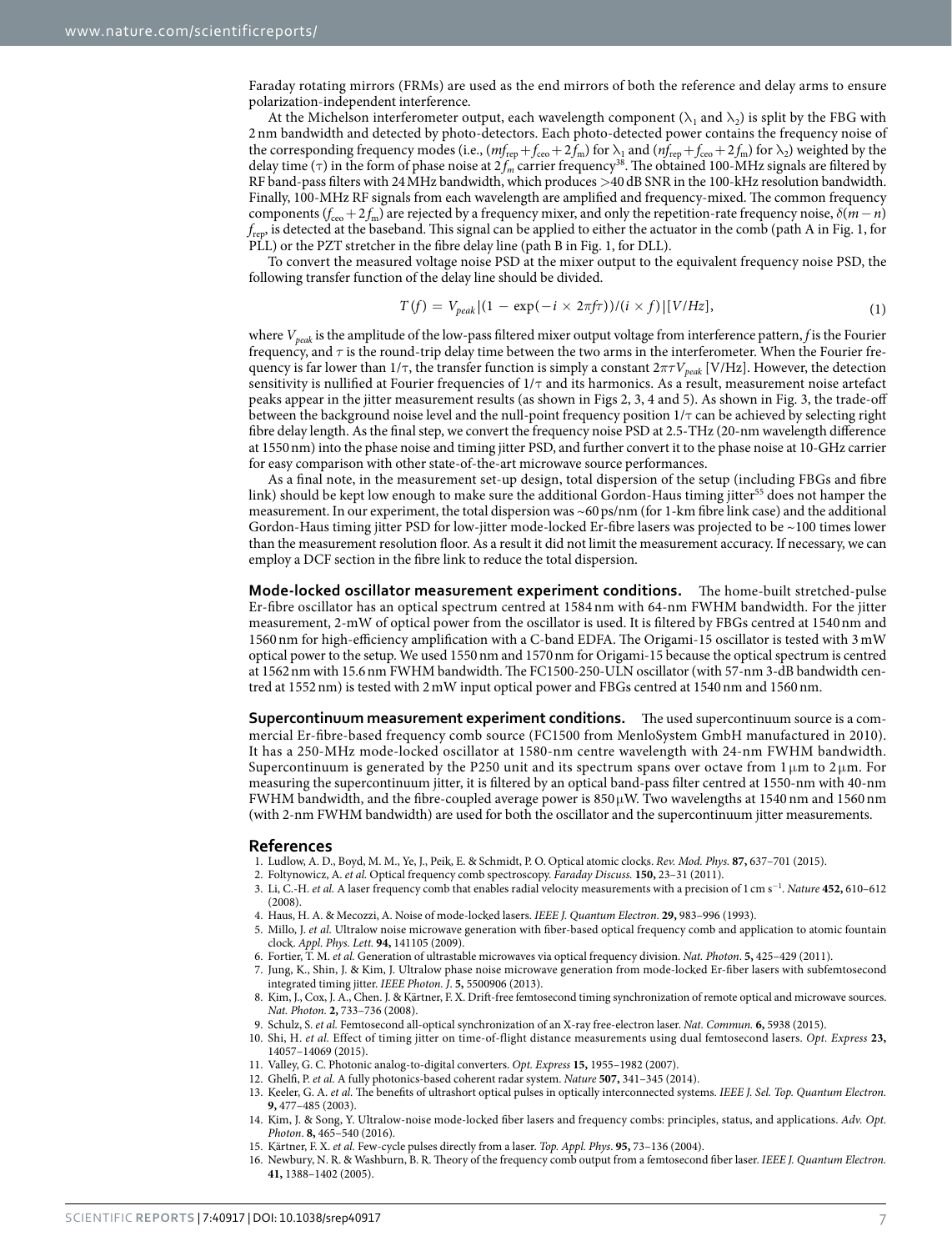Faraday rotating mirrors (FRMs) are used as the end mirrors of both the reference and delay arms to ensure polarization-independent interference.

At the Michelson interferometer output, each wavelength component ($\lambda_1$ and $\lambda_2$) is split by the FBG with 2 nm bandwidth and detected by photo-detectors. Each photo-detected power contains the frequency noise of the corresponding frequency modes (i.e., ($mf_{rep}+f_{ceo}+2f_m$) for $\lambda_1$ and ($nf_{rep}+f_{ceo}+2f_m$) for $\lambda_2$) weighted by the delay time ($\tau$) in the form of phase noise at $2f_m$ carrier frequency[38]. The obtained 100-MHz signals are filtered by RF band-pass filters with 24 MHz bandwidth, which produces >40 dB SNR in the 100-kHz resolution bandwidth. Finally, 100-MHz RF signals from each wavelength are amplified and frequency-mixed. The common frequency components ($f_{ceo}+2f_m$) are rejected by a frequency mixer, and only the repetition-rate frequency noise, $\delta(m-n)$ $f_{rep}$, is detected at the baseband. This signal can be applied to either the actuator in the comb (path A in Fig. 1, for PLL) or the PZT stretcher in the fibre delay line (path B in Fig. 1, for DLL).

To convert the measured voltage noise PSD at the mixer output to the equivalent frequency noise PSD, the following transfer function of the delay line should be divided.

$$T(f) = V_{peak}|(1 - \exp(-i \times 2\pi f\tau))/(i \times f)|[V/Hz], \tag{1}$$

where $V_{peak}$ is the amplitude of the low-pass filtered mixer output voltage from interference pattern, $f$ is the Fourier frequency, and $\tau$ is the round-trip delay time between the two arms in the interferometer. When the Fourier frequency is far lower than $1/\tau$, the transfer function is simply a constant $2\pi\tau V_{peak}$ [V/Hz]. However, the detection sensitivity is nullified at Fourier frequencies of $1/\tau$ and its harmonics. As a result, measurement noise artefact peaks appear in the jitter measurement results (as shown in Figs 2, 3, 4 and 5). As shown in Fig. 3, the trade-off between the background noise level and the null-point frequency position $1/\tau$ can be achieved by selecting right fibre delay length. As the final step, we convert the frequency noise PSD at 2.5-THz (20-nm wavelength difference at 1550 nm) into the phase noise and timing jitter PSD, and further convert it to the phase noise at 10-GHz carrier for easy comparison with other state-of-the-art microwave source performances.

As a final note, in the measurement set-up design, total dispersion of the setup (including FBGs and fibre link) should be kept low enough to make sure the additional Gordon-Haus timing jitter[55] does not hamper the measurement. In our experiment, the total dispersion was ~60 ps/nm (for 1-km fibre link case) and the additional Gordon-Haus timing jitter PSD for low-jitter mode-locked Er-fibre lasers was projected to be ~100 times lower than the measurement resolution floor. As a result it did not limit the measurement accuracy. If necessary, we can employ a DCF section in the fibre link to reduce the total dispersion.

**Mode-locked oscillator measurement experiment conditions.** The home-built stretched-pulse Er-fibre oscillator has an optical spectrum centred at 1584 nm with 64-nm FWHM bandwidth. For the jitter measurement, 2-mW of optical power from the oscillator is used. It is filtered by FBGs centred at 1540 nm and 1560 nm for high-efficiency amplification with a C-band EDFA. The Origami-15 oscillator is tested with 3 mW optical power to the setup. We used 1550 nm and 1570 nm for Origami-15 because the optical spectrum is centred at 1562 nm with 15.6 nm FWHM bandwidth. The FC1500-250-ULN oscillator (with 57-nm 3-dB bandwidth centred at 1552 nm) is tested with 2 mW input optical power and FBGs centred at 1540 nm and 1560 nm.

**Supercontinuum measurement experiment conditions.** The used supercontinuum source is a commercial Er-fibre-based frequency comb source (FC1500 from MenloSystem GmbH manufactured in 2010). It has a 250-MHz mode-locked oscillator at 1580-nm centre wavelength with 24-nm FWHM bandwidth. Supercontinuum is generated by the P250 unit and its spectrum spans over octave from 1 μm to 2 μm. For measuring the supercontinuum jitter, it is filtered by an optical band-pass filter centred at 1550-nm with 40-nm FWHM bandwidth, and the fibre-coupled average power is 850 μW. Two wavelengths at 1540 nm and 1560 nm (with 2-nm FWHM bandwidth) are used for both the oscillator and the supercontinuum jitter measurements.

## References

1. Ludlow, A. D., Boyd, M. M., Ye, J., Peik, E. & Schmidt, P. O. Optical atomic clocks. *Rev. Mod. Phys.* **87,** 637–701 (2015).
2. Foltynowicz, A. *et al.* Optical frequency comb spectroscopy. *Faraday Discuss.* **150,** 23–31 (2011).
3. Li, C.-H. *et al.* A laser frequency comb that enables radial velocity measurements with a precision of 1 cm s$^{-1}$. *Nature* **452,** 610–612 (2008).
4. Haus, H. A. & Mecozzi, A. Noise of mode-locked lasers. *IEEE J. Quantum Electron.* **29,** 983–996 (1993).
5. Millo, J. *et al.* Ultralow noise microwave generation with fiber-based optical frequency comb and application to atomic fountain clock. *Appl. Phys. Lett.* **94,** 141105 (2009).
6. Fortier, T. M. *et al.* Generation of ultrastable microwaves via optical frequency division. *Nat. Photon.* **5,** 425–429 (2011).
7. Jung, K., Shin, J. & Kim, J. Ultralow phase noise microwave generation from mode-locked Er-fiber lasers with subfemtosecond integrated timing jitter. *IEEE Photon. J.* **5,** 5500906 (2013).
8. Kim, J., Cox, J. A., Chen. J. & Kärtner, F. X. Drift-free femtosecond timing synchronization of remote optical and microwave sources. *Nat. Photon.* **2,** 733–736 (2008).
9. Schulz, S. *et al.* Femtosecond all-optical synchronization of an X-ray free-electron laser. *Nat. Commun.* **6,** 5938 (2015).
10. Shi, H. *et al.* Effect of timing jitter on time-of-flight distance measurements using dual femtosecond lasers. *Opt. Express* **23,** 14057–14069 (2015).
11. Valley, G. C. Photonic analog-to-digital converters. *Opt. Express* **15,** 1955–1982 (2007).
12. Ghelfi, P. *et al.* A fully photonics-based coherent radar system. *Nature* **507,** 341–345 (2014).
13. Keeler, G. A. *et al.* The benefits of ultrashort optical pulses in optically interconnected systems. *IEEE J. Sel. Top. Quantum Electron.* **9,** 477–485 (2003).
14. Kim, J. & Song, Y. Ultralow-noise mode-locked fiber lasers and frequency combs: principles, status, and applications. *Adv. Opt. Photon*. **8,** 465–540 (2016).
15. Kärtner, F. X. *et al.* Few-cycle pulses directly from a laser. *Top. Appl. Phys*. **95,** 73–136 (2004).
16. Newbury, N. R. & Washburn, B. R. Theory of the frequency comb output from a femtosecond fiber laser. *IEEE J. Quantum Electron.* **41,** 1388–1402 (2005).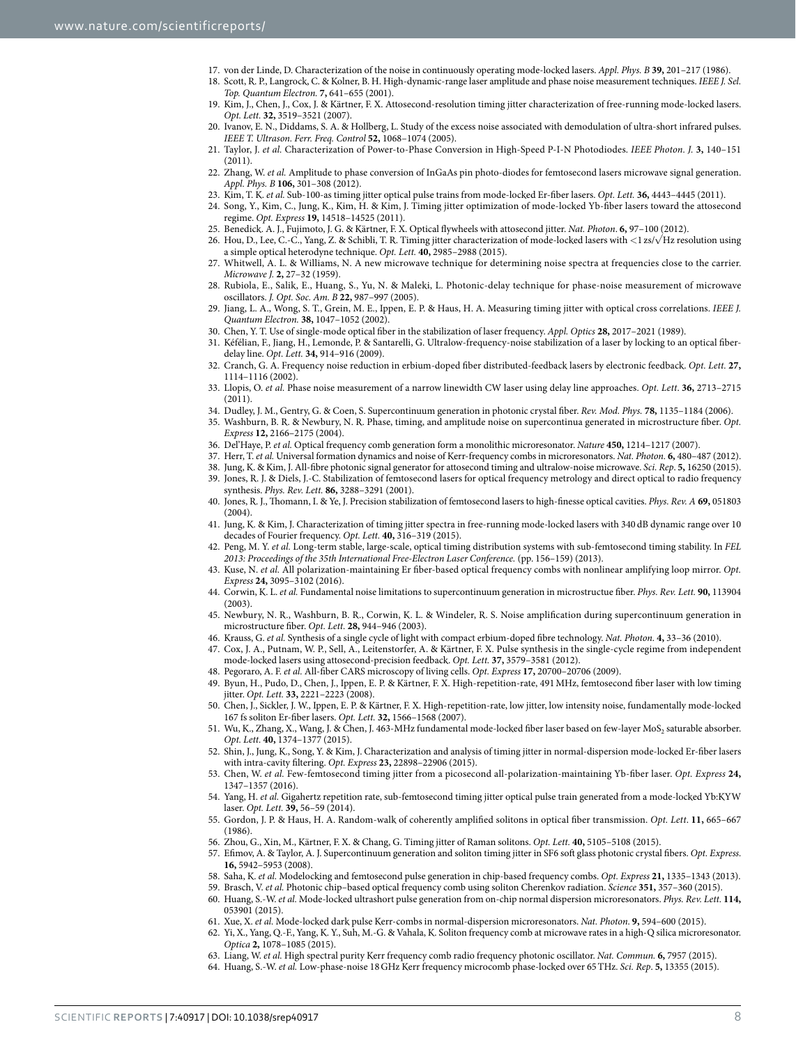17. von der Linde, D. Characterization of the noise in continuously operating mode-locked lasers. *Appl. Phys. B* **39,** 201–217 (1986).
18. Scott, R. P., Langrock, C. & Kolner, B. H. High-dynamic-range laser amplitude and phase noise measurement techniques. *IEEE J. Sel. Top. Quantum Electron.* **7,** 641–655 (2001).
19. Kim, J., Chen, J., Cox, J. & Kärtner, F. X. Attosecond-resolution timing jitter characterization of free-running mode-locked lasers. *Opt. Lett.* **32,** 3519–3521 (2007).
20. Ivanov, E. N., Diddams, S. A. & Hollberg, L. Study of the excess noise associated with demodulation of ultra-short infrared pulses. *IEEE T. Ultrason. Ferr. Freq. Control* **52,** 1068–1074 (2005).
21. Taylor, J. *et al.* Characterization of Power-to-Phase Conversion in High-Speed P-I-N Photodiodes. *IEEE Photon. J.* **3,** 140–151 (2011).
22. Zhang, W. *et al.* Amplitude to phase conversion of InGaAs pin photo-diodes for femtosecond lasers microwave signal generation. *Appl. Phys. B* **106,** 301–308 (2012).
23. Kim, T. K. *et al.* Sub-100-as timing jitter optical pulse trains from mode-locked Er-fiber lasers. *Opt. Lett.* **36,** 4443–4445 (2011).
24. Song, Y., Kim, C., Jung, K., Kim, H. & Kim, J. Timing jitter optimization of mode-locked Yb-fiber lasers toward the attosecond regime. *Opt. Express* **19,** 14518–14525 (2011).
25. Benedick, A. J., Fujimoto, J. G. & Kärtner, F. X. Optical flywheels with attosecond jitter. *Nat. Photon*. **6,** 97–100 (2012).
26. Hou, D., Lee, C.-C., Yang, Z. & Schibli, T. R. Timing jitter characterization of mode-locked lasers with $<1$ zs/$\sqrt{}$Hz resolution using a simple optical heterodyne technique. *Opt. Lett.* **40,** 2985–2988 (2015).
27. Whitwell, A. L. & Williams, N. A new microwave technique for determining noise spectra at frequencies close to the carrier. *Microwave J.* **2,** 27–32 (1959).
28. Rubiola, E., Salik, E., Huang, S., Yu, N. & Maleki, L. Photonic-delay technique for phase-noise measurement of microwave oscillators. *J. Opt. Soc. Am. B* **22,** 987–997 (2005).
29. Jiang, L. A., Wong, S. T., Grein, M. E., Ippen, E. P. & Haus, H. A. Measuring timing jitter with optical cross correlations. *IEEE J. Quantum Electron.* **38,** 1047–1052 (2002).
30. Chen, Y. T. Use of single-mode optical fiber in the stabilization of laser frequency. *Appl. Optics* **28,** 2017–2021 (1989).
31. Kéfélian, F., Jiang, H., Lemonde, P. & Santarelli, G. Ultralow-frequency-noise stabilization of a laser by locking to an optical fiber-delay line. *Opt. Lett.* **34,** 914–916 (2009).
32. Cranch, G. A. Frequency noise reduction in erbium-doped fiber distributed-feedback lasers by electronic feedback. *Opt. Lett.* **27,** 1114–1116 (2002).
33. Llopis, O. *et al.* Phase noise measurement of a narrow linewidth CW laser using delay line approaches. *Opt. Lett*. **36,** 2713–2715 (2011).
34. Dudley, J. M., Gentry, G. & Coen, S. Supercontinuum generation in photonic crystal fiber. *Rev. Mod. Phys.* **78,** 1135–1184 (2006).
35. Washburn, B. R. & Newbury, N. R. Phase, timing, and amplitude noise on supercontinua generated in microstructure fiber. *Opt. Express* **12,** 2166–2175 (2004).
36. Del'Haye, P. *et al.* Optical frequency comb generation form a monolithic microresonator. *Nature* **450,** 1214–1217 (2007).
37. Herr, T. *et al.* Universal formation dynamics and noise of Kerr-frequency combs in microresonators. *Nat. Photon.* **6,** 480–487 (2012).
38. Jung, K. & Kim, J. All-fibre photonic signal generator for attosecond timing and ultralow-noise microwave. *Sci. Rep*. **5,** 16250 (2015).
39. Jones, R. J. & Diels, J.-C. Stabilization of femtosecond lasers for optical frequency metrology and direct optical to radio frequency synthesis. *Phys. Rev. Lett.* **86,** 3288–3291 (2001).
40. Jones, R. J., Thomann, I. & Ye, J. Precision stabilization of femtosecond lasers to high-finesse optical cavities. *Phys. Rev. A* **69,** 051803 (2004).
41. Jung, K. & Kim, J. Characterization of timing jitter spectra in free-running mode-locked lasers with 340 dB dynamic range over 10 decades of Fourier frequency. *Opt. Lett.* **40,** 316–319 (2015).
42. Peng, M. Y. *et al.* Long-term stable, large-scale, optical timing distribution systems with sub-femtosecond timing stability. In *FEL 2013: Proceedings of the 35th International Free-Electron Laser Conference.* (pp. 156–159) (2013).
43. Kuse, N. *et al.* All polarization-maintaining Er fiber-based optical frequency combs with nonlinear amplifying loop mirror. *Opt. Express* **24,** 3095–3102 (2016).
44. Corwin, K. L. *et al.* Fundamental noise limitations to supercontinuum generation in microstructue fiber. *Phys. Rev. Lett.* **90,** 113904 (2003).
45. Newbury, N. R., Washburn, B. R., Corwin, K. L. & Windeler, R. S. Noise amplification during supercontinuum generation in microstructure fiber. *Opt. Lett.* **28,** 944–946 (2003).
46. Krauss, G. *et al.* Synthesis of a single cycle of light with compact erbium-doped fibre technology. *Nat. Photon.* **4,** 33–36 (2010).
47. Cox, J. A., Putnam, W. P., Sell, A., Leitenstorfer, A. & Kärtner, F. X. Pulse synthesis in the single-cycle regime from independent mode-locked lasers using attosecond-precision feedback. *Opt. Lett.* **37,** 3579–3581 (2012).
48. Pegoraro, A. F. *et al.* All-fiber CARS microscopy of living cells. *Opt. Express* **17,** 20700–20706 (2009).
49. Byun, H., Pudo, D., Chen, J., Ippen, E. P. & Kärtner, F. X. High-repetition-rate, 491 MHz, femtosecond fiber laser with low timing jitter. *Opt. Lett.* **33,** 2221–2223 (2008).
50. Chen, J., Sickler, J. W., Ippen, E. P. & Kärtner, F. X. High-repetition-rate, low jitter, low intensity noise, fundamentally mode-locked 167 fs soliton Er-fiber lasers. *Opt. Lett.* **32,** 1566–1568 (2007).
51. Wu, K., Zhang, X., Wang, J. & Chen, J. 463-MHz fundamental mode-locked fiber laser based on few-layer $MoS_2$ saturable absorber. *Opt. Lett.* **40,** 1374–1377 (2015).
52. Shin, J., Jung, K., Song, Y. & Kim, J. Characterization and analysis of timing jitter in normal-dispersion mode-locked Er-fiber lasers with intra-cavity filtering. *Opt. Express* **23,** 22898–22906 (2015).
53. Chen, W. *et al.* Few-femtosecond timing jitter from a picosecond all-polarization-maintaining Yb-fiber laser. *Opt. Express* **24,** 1347–1357 (2016).
54. Yang, H. *et al.* Gigahertz repetition rate, sub-femtosecond timing jitter optical pulse train generated from a mode-locked Yb:KYW laser. *Opt. Lett.* **39,** 56–59 (2014).
55. Gordon, J. P. & Haus, H. A. Random-walk of coherently amplified solitons in optical fiber transmission. *Opt. Lett*. **11,** 665–667 (1986).
56. Zhou, G., Xin, M., Kärtner, F. X. & Chang, G. Timing jitter of Raman solitons. *Opt. Lett.* **40,** 5105–5108 (2015).
57. Efimov, A. & Taylor, A. J. Supercontinuum generation and soliton timing jitter in SF6 soft glass photonic crystal fibers. *Opt. Express*. **16,** 5942–5953 (2008).
58. Saha, K. *et al.* Modelocking and femtosecond pulse generation in chip-based frequency combs. *Opt. Express* **21,** 1335–1343 (2013).
59. Brasch, V. *et al.* Photonic chip–based optical frequency comb using soliton Cherenkov radiation. *Science* **351,** 357–360 (2015).
60. Huang, S.-W. *et al.* Mode-locked ultrashort pulse generation from on-chip normal dispersion microresonators. *Phys. Rev. Lett.* **114,** 053901 (2015).
61. Xue, X. *et al.* Mode-locked dark pulse Kerr-combs in normal-dispersion microresonators. *Nat. Photon.* **9,** 594–600 (2015).
62. Yi, X., Yang, Q.-F., Yang, K. Y., Suh, M.-G. & Vahala, K. Soliton frequency comb at microwave rates in a high-Q silica microresonator. *Optica* **2,** 1078–1085 (2015).
63. Liang, W. *et al.* High spectral purity Kerr frequency comb radio frequency photonic oscillator. *Nat. Commun.* **6,** 7957 (2015).
64. Huang, S.-W. *et al.* Low-phase-noise 18 GHz Kerr frequency microcomb phase-locked over 65 THz. *Sci. Rep*. **5,** 13355 (2015).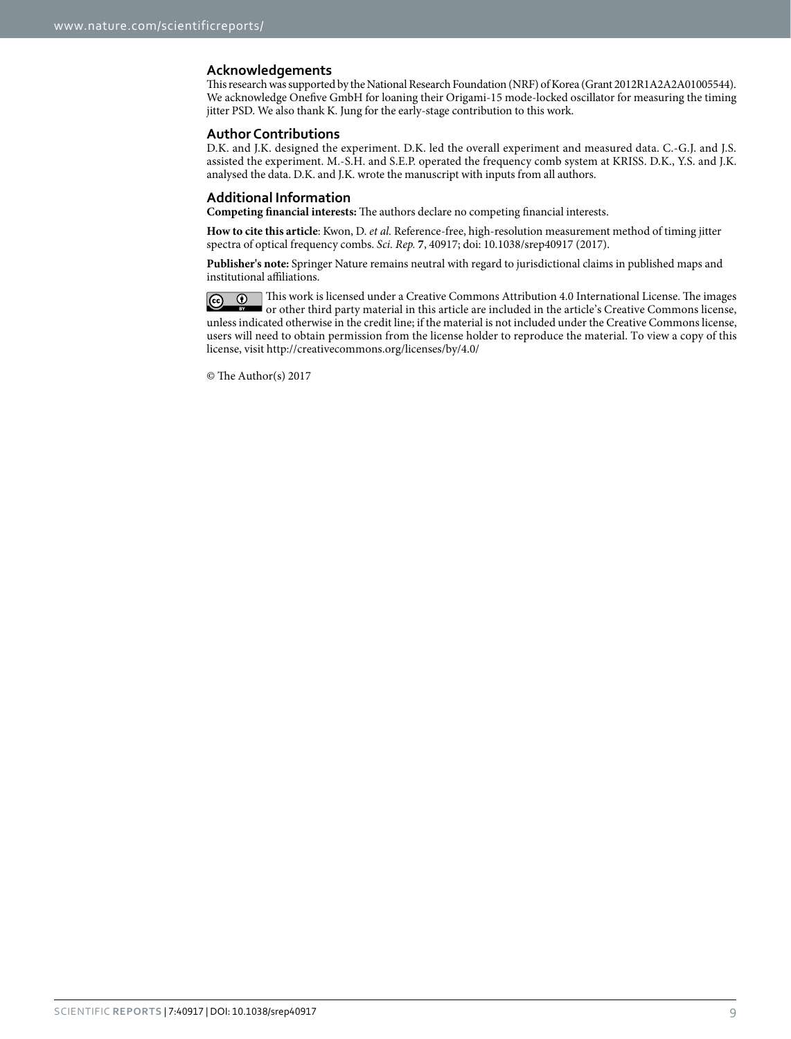## Acknowledgements

This research was supported by the National Research Foundation (NRF) of Korea (Grant 2012R1A2A2A01005544). We acknowledge Onefive GmbH for loaning their Origami-15 mode-locked oscillator for measuring the timing jitter PSD. We also thank K. Jung for the early-stage contribution to this work.

## Author Contributions

D.K. and J.K. designed the experiment. D.K. led the overall experiment and measured data. C.-G.J. and J.S. assisted the experiment. M.-S.H. and S.E.P. operated the frequency comb system at KRISS. D.K., Y.S. and J.K. analysed the data. D.K. and J.K. wrote the manuscript with inputs from all authors.

## Additional Information

**Competing financial interests:** The authors declare no competing financial interests.

**How to cite this article**: Kwon, D. *et al.* Reference-free, high-resolution measurement method of timing jitter spectra of optical frequency combs. *Sci. Rep.* **7**, 40917; doi: 10.1038/srep40917 (2017).

**Publisher's note:** Springer Nature remains neutral with regard to jurisdictional claims in published maps and institutional affiliations.

This work is licensed under a Creative Commons Attribution 4.0 International License. The images or other third party material in this article are included in the article's Creative Commons license, unless indicated otherwise in the credit line; if the material is not included under the Creative Commons license, users will need to obtain permission from the license holder to reproduce the material. To view a copy of this license, visit http://creativecommons.org/licenses/by/4.0/

© The Author(s) 2017